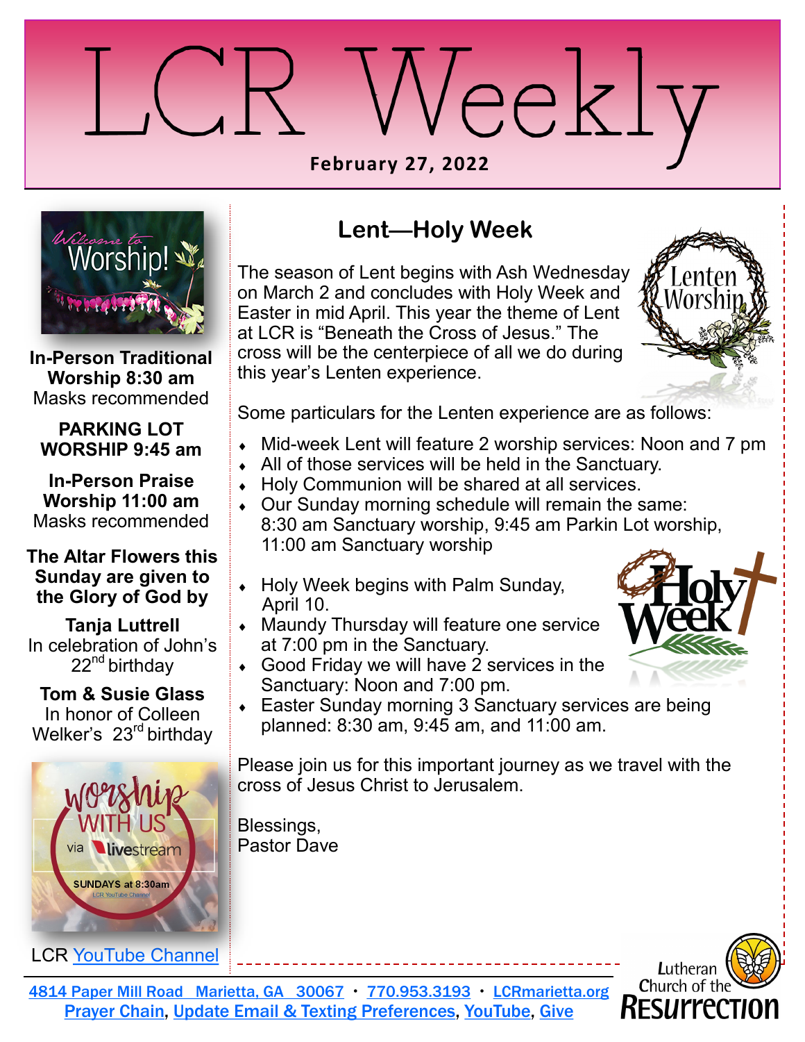# LCR Weekly

**February 27, 2022**

**In-Person Traditional Worship 8:30 am**
Masks recommended

**PARKING LOT WORSHIP 9:45 am**

**In-Person Praise Worship 11:00 am**
Masks recommended

**The Altar Flowers this Sunday are given to the Glory of God by**

**Tanja Luttrell**
In celebration of John's 22nd birthday

**Tom & Susie Glass**
In honor of Colleen Welker's 23rd birthday

LCR YouTube Channel

## Lent—Holy Week

The season of Lent begins with Ash Wednesday on March 2 and concludes with Holy Week and Easter in mid April. This year the theme of Lent at LCR is "Beneath the Cross of Jesus." The cross will be the centerpiece of all we do during this year's Lenten experience.

Some particulars for the Lenten experience are as follows:

- Mid-week Lent will feature 2 worship services: Noon and 7 pm
- All of those services will be held in the Sanctuary.
- Holy Communion will be shared at all services.
- Our Sunday morning schedule will remain the same: 8:30 am Sanctuary worship, 9:45 am Parkin Lot worship, 11:00 am Sanctuary worship

- Holy Week begins with Palm Sunday, April 10.
- Maundy Thursday will feature one service at 7:00 pm in the Sanctuary.
- Good Friday we will have 2 services in the Sanctuary: Noon and 7:00 pm.
- Easter Sunday morning 3 Sanctuary services are being planned: 8:30 am, 9:45 am, and 11:00 am.

Please join us for this important journey as we travel with the cross of Jesus Christ to Jerusalem.

Blessings,
Pastor Dave

4814 Paper Mill Road Marietta, GA 30067 • 770.953.3193 • LCRmarietta.org
Prayer Chain, Update Email & Texting Preferences, YouTube, Give

Lutheran Church of the Resurrection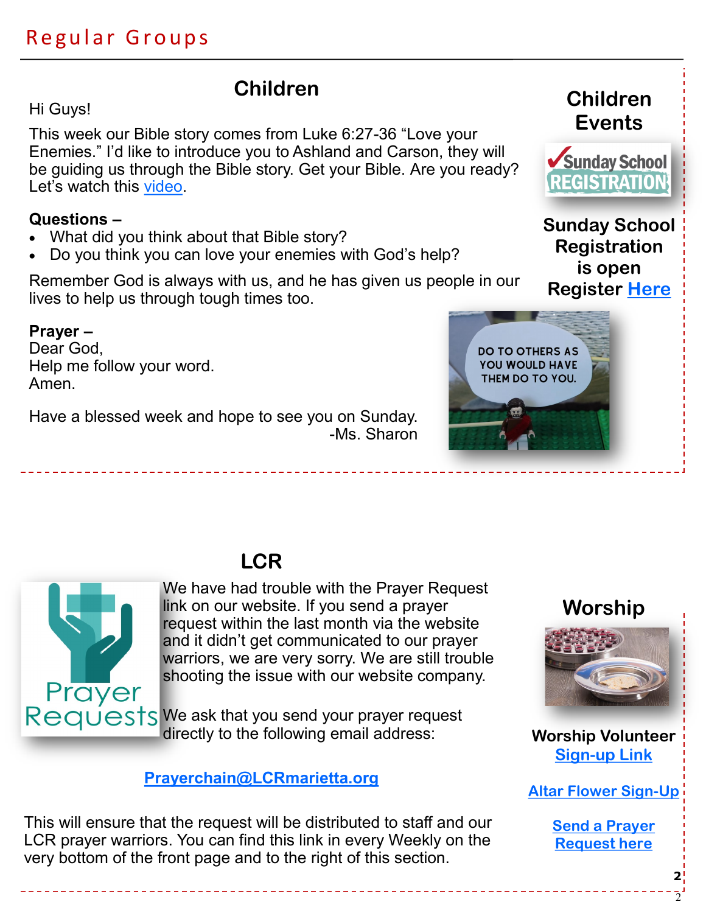# Regular Groups

## Children

Hi Guys!

This week our Bible story comes from Luke 6:27-36 "Love your Enemies." I'd like to introduce you to Ashland and Carson, they will be guiding us through the Bible story. Get your Bible. Are you ready? Let's watch this video.

**Questions –**

- What did you think about that Bible story?
- Do you think you can love your enemies with God's help?

Remember God is always with us, and he has given us people in our lives to help us through tough times too.

**Prayer –**
Dear God,
Help me follow your word.
Amen.

Have a blessed week and hope to see you on Sunday.
-Ms. Sharon

## Children Events

**Sunday School Registration is open**
**Register Here**

## LCR

We have had trouble with the Prayer Request link on our website. If you send a prayer request within the last month via the website and it didn't get communicated to our prayer warriors, we are very sorry. We are still trouble shooting the issue with our website company.

We ask that you send your prayer request directly to the following email address:

**Prayerchain@LCRmarietta.org**

This will ensure that the request will be distributed to staff and our LCR prayer warriors. You can find this link in every Weekly on the very bottom of the front page and to the right of this section.

## Worship

**Worship Volunteer**
**Sign-up Link**

**Altar Flower Sign-Up**

**Send a Prayer Request here**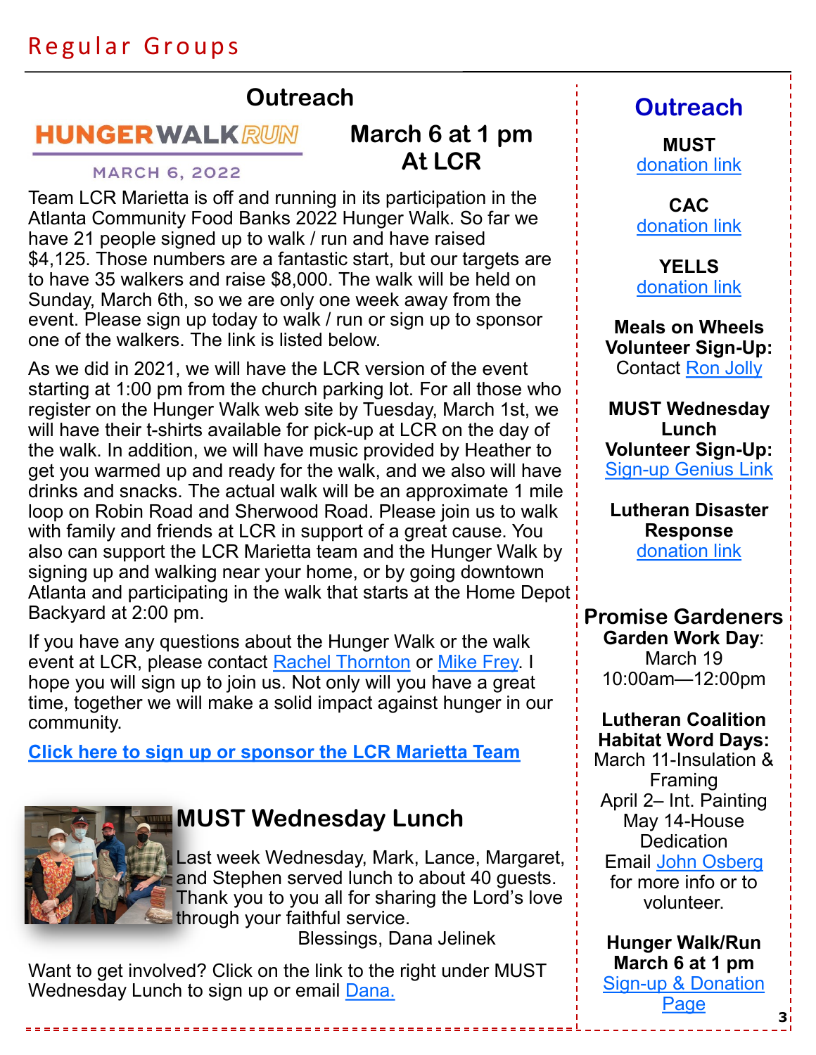# Regular Groups

## Outreach

HUNGER WALK RUN

MARCH 6, 2022

**March 6 at 1 pm At LCR**

Team LCR Marietta is off and running in its participation in the Atlanta Community Food Banks 2022 Hunger Walk. So far we have 21 people signed up to walk / run and have raised $4,125. Those numbers are a fantastic start, but our targets are to have 35 walkers and raise $8,000. The walk will be held on Sunday, March 6th, so we are only one week away from the event. Please sign up today to walk / run or sign up to sponsor one of the walkers. The link is listed below.

As we did in 2021, we will have the LCR version of the event starting at 1:00 pm from the church parking lot. For all those who register on the Hunger Walk web site by Tuesday, March 1st, we will have their t-shirts available for pick-up at LCR on the day of the walk. In addition, we will have music provided by Heather to get you warmed up and ready for the walk, and we also will have drinks and snacks. The actual walk will be an approximate 1 mile loop on Robin Road and Sherwood Road. Please join us to walk with family and friends at LCR in support of a great cause. You also can support the LCR Marietta team and the Hunger Walk by signing up and walking near your home, or by going downtown Atlanta and participating in the walk that starts at the Home Depot Backyard at 2:00 pm.

If you have any questions about the Hunger Walk or the walk event at LCR, please contact Rachel Thornton or Mike Frey. I hope you will sign up to join us. Not only will you have a great time, together we will make a solid impact against hunger in our community.

**Click here to sign up or sponsor the LCR Marietta Team**

## MUST Wednesday Lunch

Last week Wednesday, Mark, Lance, Margaret, and Stephen served lunch to about 40 guests. Thank you to you all for sharing the Lord's love through your faithful service.

Blessings, Dana Jelinek

Want to get involved? Click on the link to the right under MUST Wednesday Lunch to sign up or email Dana.

## Outreach

**MUST**
donation link

**CAC**
donation link

**YELLS**
donation link

**Meals on Wheels Volunteer Sign-Up:**
Contact Ron Jolly

**MUST Wednesday Lunch Volunteer Sign-Up:**
Sign-up Genius Link

**Lutheran Disaster Response**
donation link

## Promise Gardeners

**Garden Work Day**:
March 19
10:00am—12:00pm

**Lutheran Coalition Habitat Word Days:**
March 11-Insulation & Framing
April 2– Int. Painting
May 14-House Dedication
Email John Osberg for more info or to volunteer.

**Hunger Walk/Run March 6 at 1 pm**
Sign-up & Donation Page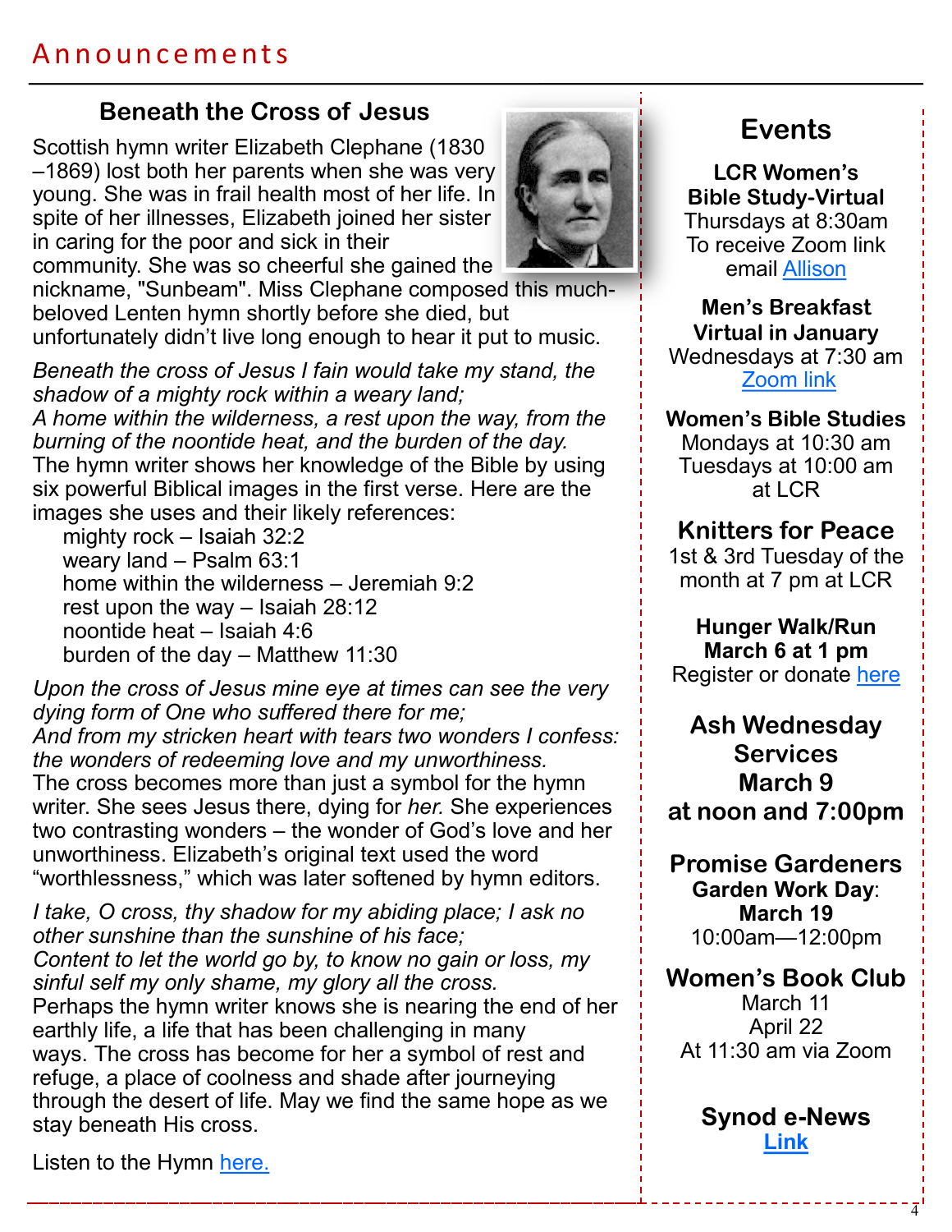# Announcements

## Beneath the Cross of Jesus

Scottish hymn writer Elizabeth Clephane (1830–1869) lost both her parents when she was very young. She was in frail health most of her life. In spite of her illnesses, Elizabeth joined her sister in caring for the poor and sick in their community. She was so cheerful she gained the nickname, "Sunbeam". Miss Clephane composed this much-beloved Lenten hymn shortly before she died, but unfortunately didn't live long enough to hear it put to music.

*Beneath the cross of Jesus I fain would take my stand, the shadow of a mighty rock within a weary land;*
*A home within the wilderness, a rest upon the way, from the burning of the noontide heat, and the burden of the day.*
The hymn writer shows her knowledge of the Bible by using six powerful Biblical images in the first verse. Here are the images she uses and their likely references:

- mighty rock – Isaiah 32:2
- weary land – Psalm 63:1
- home within the wilderness – Jeremiah 9:2
- rest upon the way – Isaiah 28:12
- noontide heat – Isaiah 4:6
- burden of the day – Matthew 11:30

*Upon the cross of Jesus mine eye at times can see the very dying form of One who suffered there for me;*
*And from my stricken heart with tears two wonders I confess: the wonders of redeeming love and my unworthiness.*
The cross becomes more than just a symbol for the hymn writer. She sees Jesus there, dying for *her.* She experiences two contrasting wonders – the wonder of God's love and her unworthiness. Elizabeth's original text used the word "worthlessness," which was later softened by hymn editors.

*I take, O cross, thy shadow for my abiding place; I ask no other sunshine than the sunshine of his face;*
*Content to let the world go by, to know no gain or loss, my sinful self my only shame, my glory all the cross.*
Perhaps the hymn writer knows she is nearing the end of her earthly life, a life that has been challenging in many ways. The cross has become for her a symbol of rest and refuge, a place of coolness and shade after journeying through the desert of life. May we find the same hope as we stay beneath His cross.

Listen to the Hymn here.

## Events

**LCR Women's Bible Study-Virtual**
Thursdays at 8:30am
To receive Zoom link email Allison

**Men's Breakfast Virtual in January**
Wednesdays at 7:30 am
Zoom link

**Women's Bible Studies**
Mondays at 10:30 am
Tuesdays at 10:00 am
at LCR

**Knitters for Peace**
1st & 3rd Tuesday of the month at 7 pm at LCR

**Hunger Walk/Run**
**March 6 at 1 pm**
Register or donate here

**Ash Wednesday Services**
**March 9**
**at noon and 7:00pm**

**Promise Gardeners**
**Garden Work Day**:
**March 19**
10:00am—12:00pm

**Women's Book Club**
March 11
April 22
At 11:30 am via Zoom

**Synod e-News**
**Link**